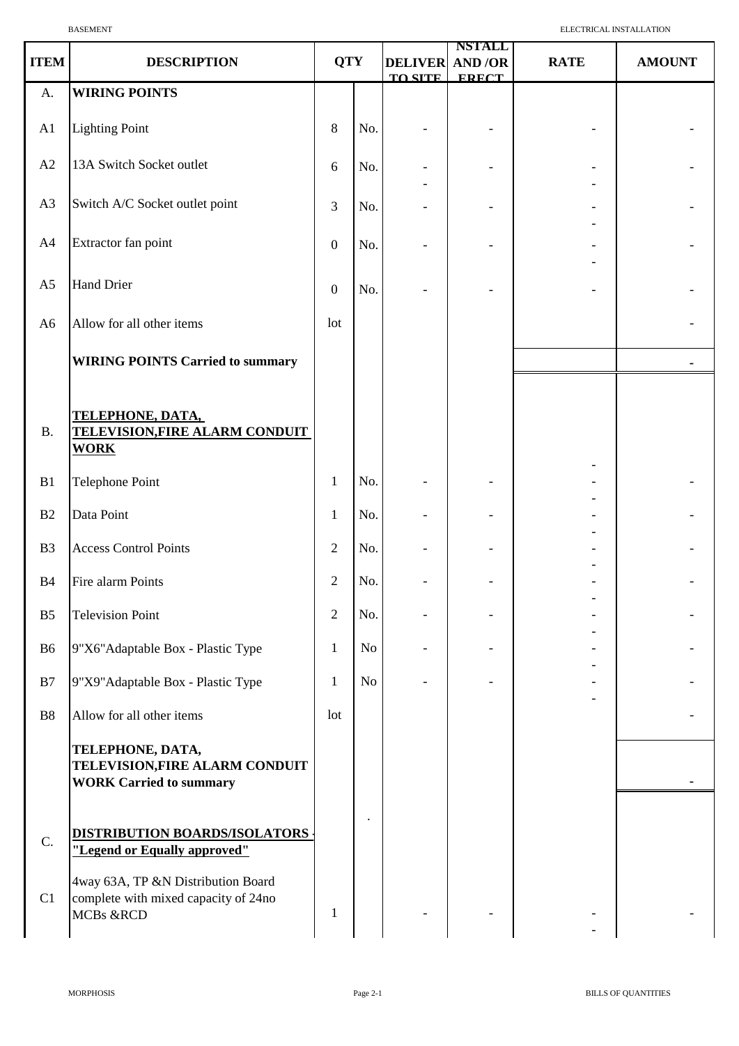| ITEM | DESCRIPTION | QTY | | DELIVER TO SITE | INSTALL AND /OR ERECT | RATE | AMOUNT |
|---|---|---|---|---|---|---|---|
| A. | **WIRING POINTS** | | | | | | |
| A1 | Lighting Point | 8 | No. | - | - | - | - |
| A2 | 13A Switch Socket outlet | 6 | No. | - | - | - | - |
| A3 | Switch A/C Socket outlet point | 3 | No. | - | - | - | - |
| A4 | Extractor fan point | 0 | No. | - | - | - | - |
| A5 | Hand Drier | 0 | No. | - | - | - | - |
| A6 | Allow for all other items | lot | | | | | - |
| | **WIRING POINTS Carried to summary** | | | | | | - |
| B. | **TELEPHONE, DATA, TELEVISION,FIRE ALARM CONDUIT WORK** | | | | | | |
| B1 | Telephone Point | 1 | No. | - | - | - | - |
| B2 | Data Point | 1 | No. | - | - | - | - |
| B3 | Access Control Points | 2 | No. | - | - | - | - |
| B4 | Fire alarm Points | 2 | No. | - | - | - | - |
| B5 | Television Point | 2 | No. | - | - | - | - |
| B6 | 9"X6"Adaptable Box - Plastic Type | 1 | No | - | - | - | - |
| B7 | 9"X9"Adaptable Box - Plastic Type | 1 | No | - | - | - | - |
| B8 | Allow for all other items | lot | | | | | - |
| | **TELEPHONE, DATA, TELEVISION,FIRE ALARM CONDUIT WORK Carried to summary** | | | | | | - |
| C. | **DISTRIBUTION BOARDS/ISOLATORS - "Legend or Equally approved"** | | | | | | |
| C1 | 4way 63A, TP &N Distribution Board complete with mixed capacity of 24no MCBs &RCD | 1 | | - | - | - | - |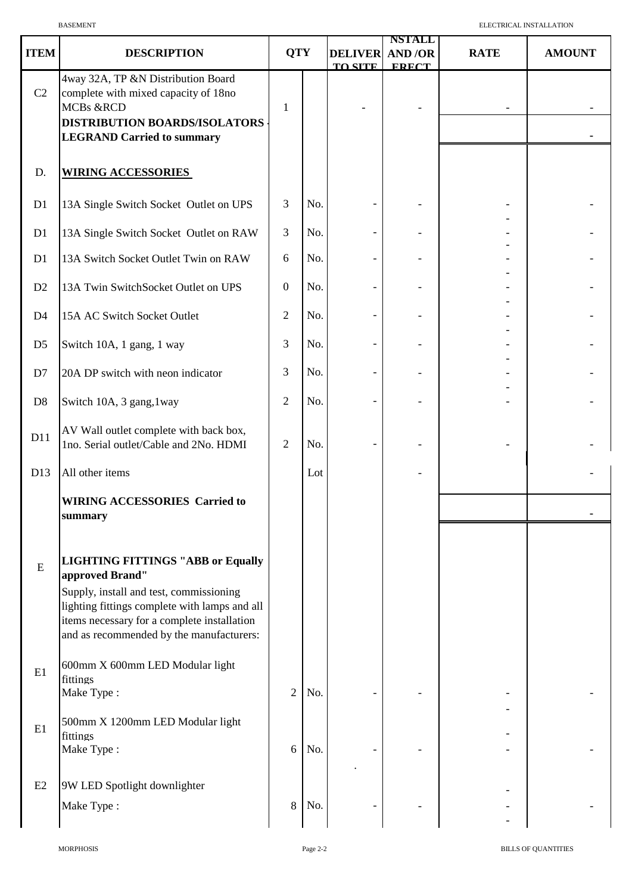| ITEM | DESCRIPTION | QTY | | DELIVER TO SITE | INSTALL AND /OR ERECT | RATE | AMOUNT |
|---|---|---|---|---|---|---|---|
| C2 | 4way 32A, TP &N Distribution Board complete with mixed capacity of 18no MCBs &RCD | 1 | | - | - | - | - |
| | **DISTRIBUTION BOARDS/ISOLATORS - LEGRAND Carried to summary** | | | | | | - |
| D. | **WIRING ACCESSORIES** | | | | | | |
| D1 | 13A Single Switch Socket Outlet on UPS | 3 | No. | - | - | - | - |
| D1 | 13A Single Switch Socket Outlet on RAW | 3 | No. | - | - | - | - |
| D1 | 13A Switch Socket Outlet Twin on RAW | 6 | No. | - | - | - | - |
| D2 | 13A Twin SwitchSocket Outlet on UPS | 0 | No. | - | - | - | - |
| D4 | 15A AC Switch Socket Outlet | 2 | No. | - | - | - | - |
| D5 | Switch 10A, 1 gang, 1 way | 3 | No. | - | - | - | - |
| D7 | 20A DP switch with neon indicator | 3 | No. | - | - | - | - |
| D8 | Switch 10A, 3 gang,1way | 2 | No. | - | - | - | - |
| D11 | AV Wall outlet complete with back box, 1no. Serial outlet/Cable and 2No. HDMI | 2 | No. | - | - | - | - |
| D13 | All other items | | Lot | | - | | - |
| | **WIRING ACCESSORIES Carried to summary** | | | | | | - |
| E | **LIGHTING FITTINGS "ABB or Equally approved Brand"** Supply, install and test, commissioning lighting fittings complete with lamps and all items necessary for a complete installation and as recommended by the manufacturers: | | | | | | |
| E1 | 600mm X 600mm LED Modular light fittings Make Type : | 2 | No. | - | - | - | - |
| E1 | 500mm X 1200mm LED Modular light fittings Make Type : | 6 | No. | - | - | - | - |
| E2 | 9W LED Spotlight downlighter Make Type : | 8 | No. | - | - | - | - |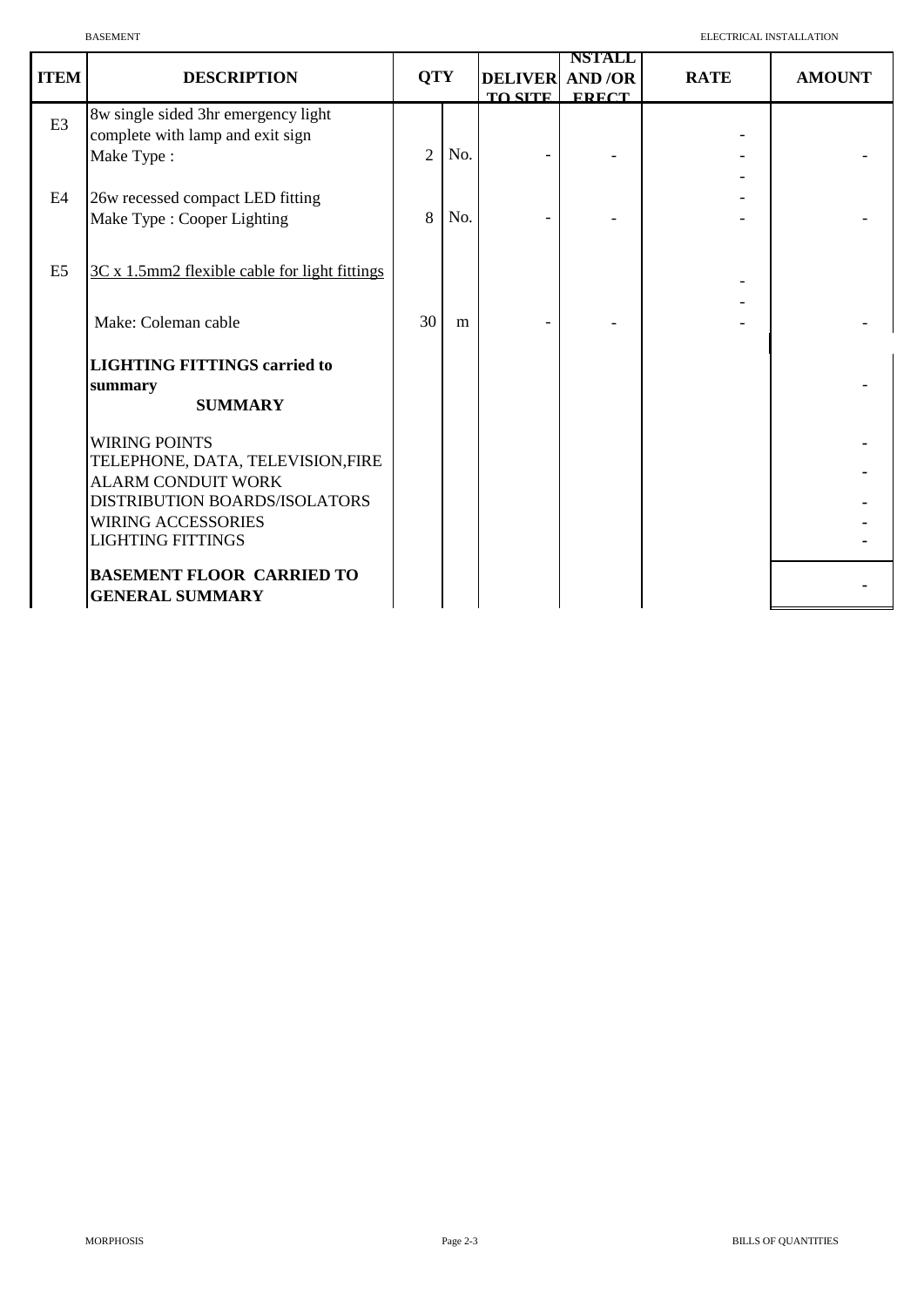| ITEM | DESCRIPTION | QTY | | DELIVER TO SITE | NSTALL AND /OR ERECT | RATE | AMOUNT |
|---|---|---|---|---|---|---|---|
| E3 | 8w single sided 3hr emergency light complete with lamp and exit sign Make Type : | 2 | No. | - | - | - | - |
| E4 | 26w recessed compact LED fitting Make Type : Cooper Lighting | 8 | No. | - | - | - | - |
| E5 | 3C x 1.5mm2 flexible cable for light fittings | | | | | | |
| | Make: Coleman cable | 30 | m | - | - | - | - |
| | **LIGHTING FITTINGS carried to summary** | | | | | | - |
| | **SUMMARY** | | | | | | |
| | WIRING POINTS | | | | | | - |
| | TELEPHONE, DATA, TELEVISION,FIRE ALARM CONDUIT WORK | | | | | | - |
| | DISTRIBUTION BOARDS/ISOLATORS | | | | | | - |
| | WIRING ACCESSORIES | | | | | | - |
| | LIGHTING FITTINGS | | | | | | - |
| | **BASEMENT FLOOR CARRIED TO GENERAL SUMMARY** | | | | | | - |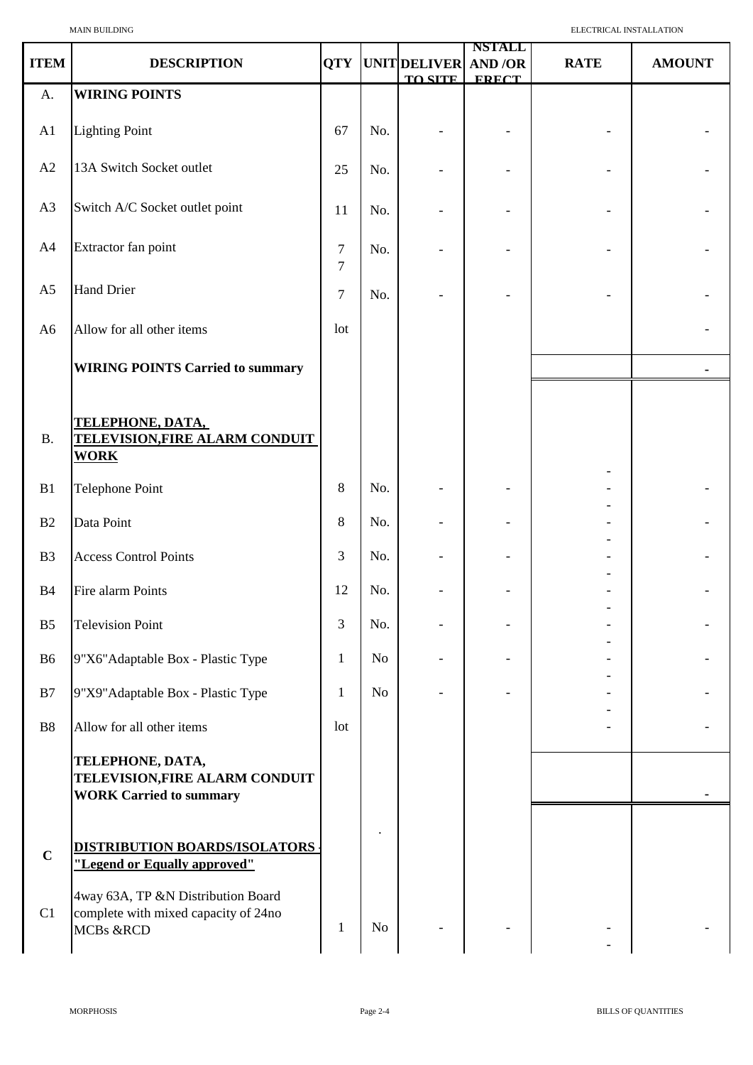| ITEM | DESCRIPTION | QTY | UNIT | DELIVER TO SITE | NSTALL AND /OR ERECT | RATE | AMOUNT |
|---|---|---|---|---|---|---|---|
| A. | **WIRING POINTS** | | | | | | |
| A1 | Lighting Point | 67 | No. | - | - | - | - |
| A2 | 13A Switch Socket outlet | 25 | No. | - | - | - | - |
| A3 | Switch A/C Socket outlet point | 11 | No. | - | - | - | - |
| A4 | Extractor fan point | 7 7 | No. | - | - | - | - |
| A5 | Hand Drier | 7 | No. | - | - | - | - |
| A6 | Allow for all other items | lot | | | | | - |
| | **WIRING POINTS Carried to summary** | | | | | | - |
| B. | **TELEPHONE, DATA, TELEVISION,FIRE ALARM CONDUIT WORK** | | | | | - | |
| B1 | Telephone Point | 8 | No. | - | - | - - | - |
| B2 | Data Point | 8 | No. | - | - | - - | - |
| B3 | Access Control Points | 3 | No. | - | - | - - | - |
| B4 | Fire alarm Points | 12 | No. | - | - | - - | - |
| B5 | Television Point | 3 | No. | - | - | - - | - |
| B6 | 9"X6"Adaptable Box - Plastic Type | 1 | No | - | - | - - | - |
| B7 | 9"X9"Adaptable Box - Plastic Type | 1 | No | - | - | - - | - |
| B8 | Allow for all other items | lot | | | | - | - |
| | **TELEPHONE, DATA, TELEVISION,FIRE ALARM CONDUIT WORK Carried to summary** | | | | | | - |
| **C** | **DISTRIBUTION BOARDS/ISOLATORS - "Legend or Equally approved"** | | . | | | | |
| C1 | 4way 63A, TP &N Distribution Board complete with mixed capacity of 24no MCBs &RCD | 1 | No | - | - | - - | - |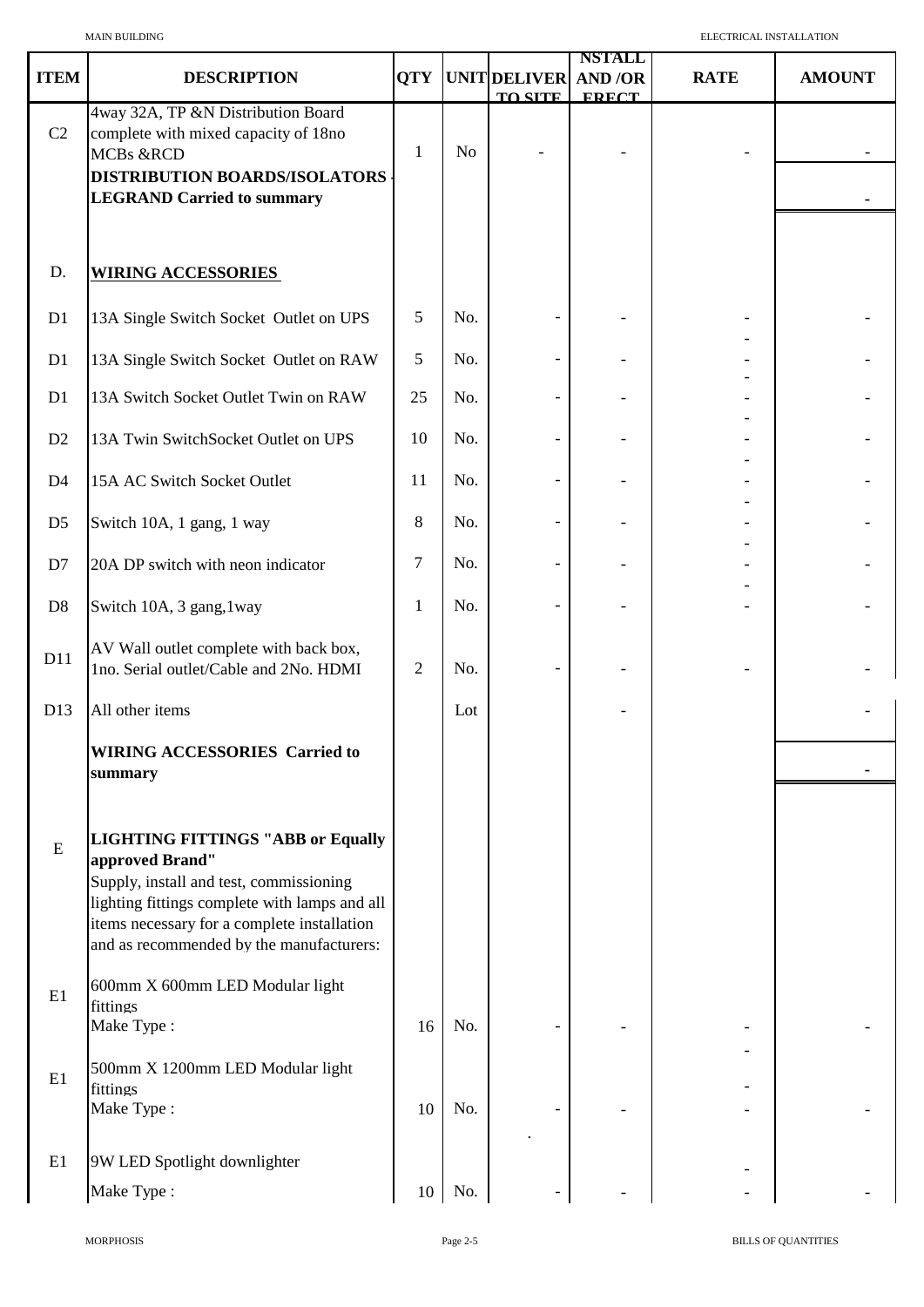| ITEM | DESCRIPTION | QTY | UNIT | DELIVER TO SITE | NSTALL AND /OR ERECT | RATE | AMOUNT |
|---|---|---|---|---|---|---|---|
| C2 | 4way 32A, TP &N Distribution Board complete with mixed capacity of 18no MCBs &RCD | 1 | No | - | - | - | - |
| | **DISTRIBUTION BOARDS/ISOLATORS - LEGRAND Carried to summary** | | | | | | - |
| | | | | | | | |
| D. | **WIRING ACCESSORIES** | | | | | | |
| D1 | 13A Single Switch Socket Outlet on UPS | 5 | No. | - | - | - | - |
| D1 | 13A Single Switch Socket Outlet on RAW | 5 | No. | - | - | - | - |
| D1 | 13A Switch Socket Outlet Twin on RAW | 25 | No. | - | - | - | - |
| D2 | 13A Twin SwitchSocket Outlet on UPS | 10 | No. | - | - | - | - |
| D4 | 15A AC Switch Socket Outlet | 11 | No. | - | - | - | - |
| D5 | Switch 10A, 1 gang, 1 way | 8 | No. | - | - | - | - |
| D7 | 20A DP switch with neon indicator | 7 | No. | - | - | - | - |
| D8 | Switch 10A, 3 gang,1way | 1 | No. | - | - | - | - |
| D11 | AV Wall outlet complete with back box, 1no. Serial outlet/Cable and 2No. HDMI | 2 | No. | - | - | - | - |
| D13 | All other items | | Lot | | - | | - |
| | **WIRING ACCESSORIES Carried to summary** | | | | | | - |
| | | | | | | | |
| E | **LIGHTING FITTINGS "ABB or Equally approved Brand"** Supply, install and test, commissioning lighting fittings complete with lamps and all items necessary for a complete installation and as recommended by the manufacturers: | | | | | | |
| E1 | 600mm X 600mm LED Modular light fittings Make Type : | 16 | No. | - | - | - | - |
| E1 | 500mm X 1200mm LED Modular light fittings Make Type : | 10 | No. | - | - | - | - |
| E1 | 9W LED Spotlight downlighter Make Type : | 10 | No. | - | - | - | - |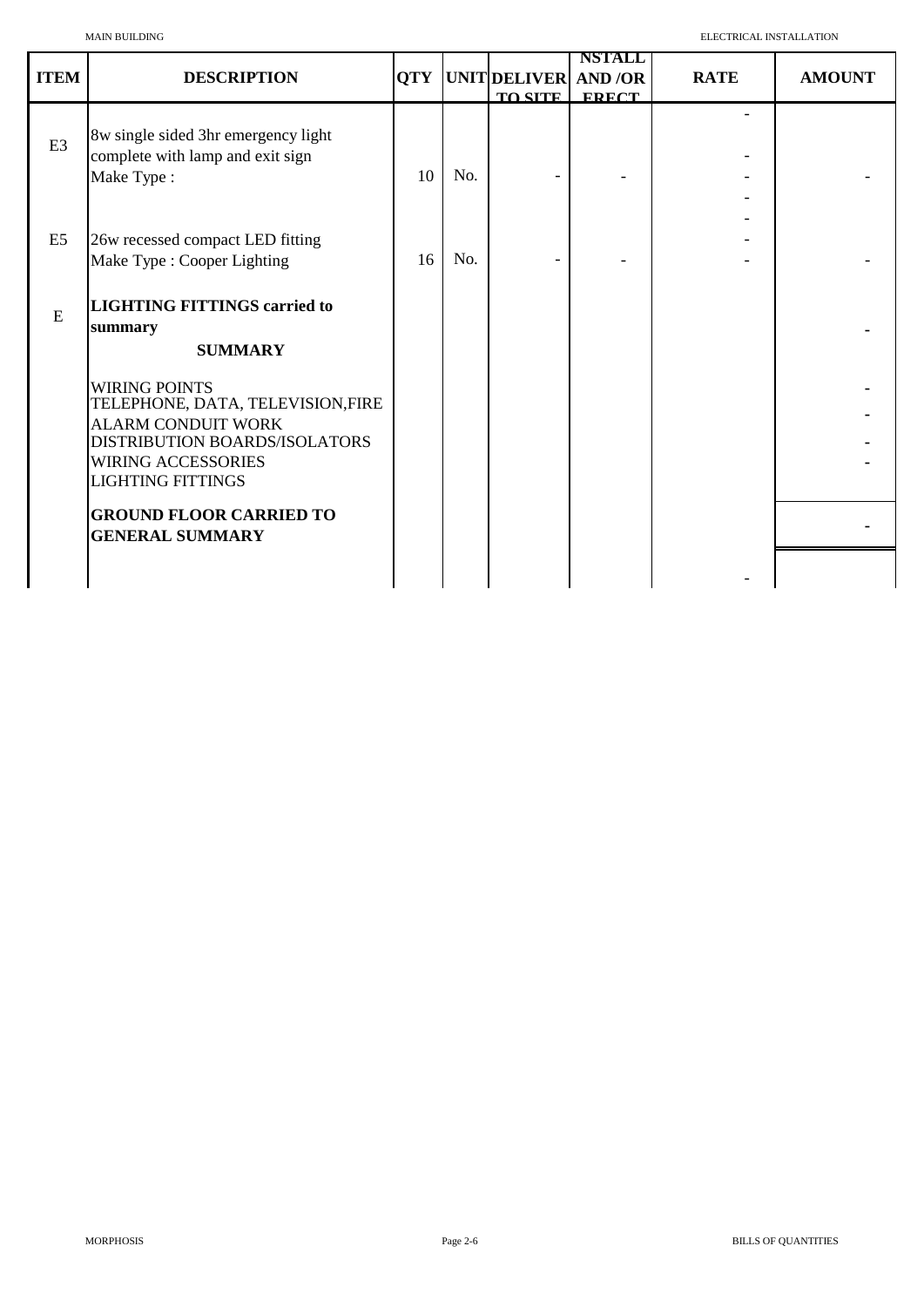| ITEM | DESCRIPTION | QTY | UNIT | DELIVER TO SITE | NSTALL AND /OR ERECT | RATE | AMOUNT |
|---|---|---|---|---|---|---|---|
| | | | | | | - | |
| E3 | 8w single sided 3hr emergency light complete with lamp and exit sign | | | | | - | |
| | Make Type : | 10 | No. | - | - | - | - |
| | | | | | | - | |
| | | | | | | - | |
| E5 | 26w recessed compact LED fitting | | | | | - | |
| | Make Type : Cooper Lighting | 16 | No. | - | - | - | - |
| E | **LIGHTING FITTINGS carried to summary** | | | | | | - |
| | **SUMMARY** | | | | | | |
| | WIRING POINTS | | | | | | - |
| | TELEPHONE, DATA, TELEVISION,FIRE ALARM CONDUIT WORK | | | | | | - |
| | DISTRIBUTION BOARDS/ISOLATORS | | | | | | - |
| | WIRING ACCESSORIES | | | | | | - |
| | LIGHTING FITTINGS | | | | | | |
| | **GROUND FLOOR CARRIED TO GENERAL SUMMARY** | | | | | | - |
| | | | | | | - | |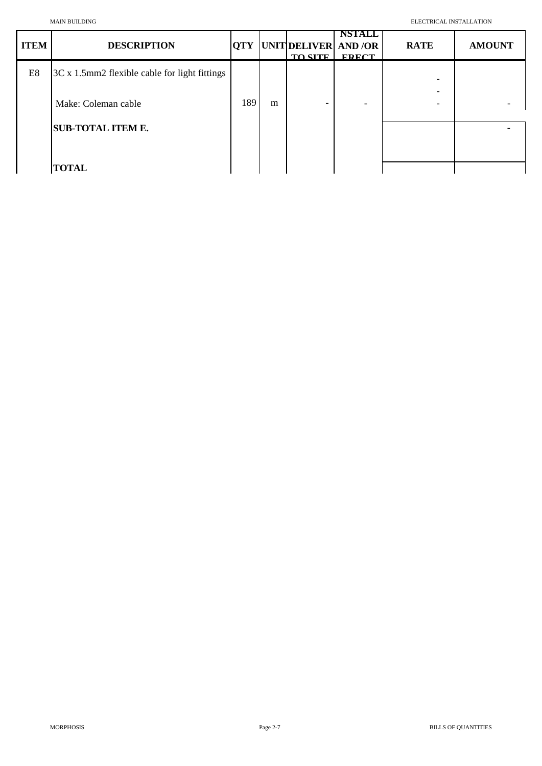| ITEM | DESCRIPTION | QTY | UNIT | DELIVER TO SITE | NSTALL AND /OR ERECT | RATE | AMOUNT |
|---|---|---|---|---|---|---|---|
| E8 | 3C x 1.5mm2 flexible cable for light fittings | | | | | - | |
| | | | | | | - | |
| | Make: Coleman cable | 189 | m | - | - | - | - |
| | **SUB-TOTAL ITEM E.** | | | | | | - |
| | **TOTAL** | | | | | | |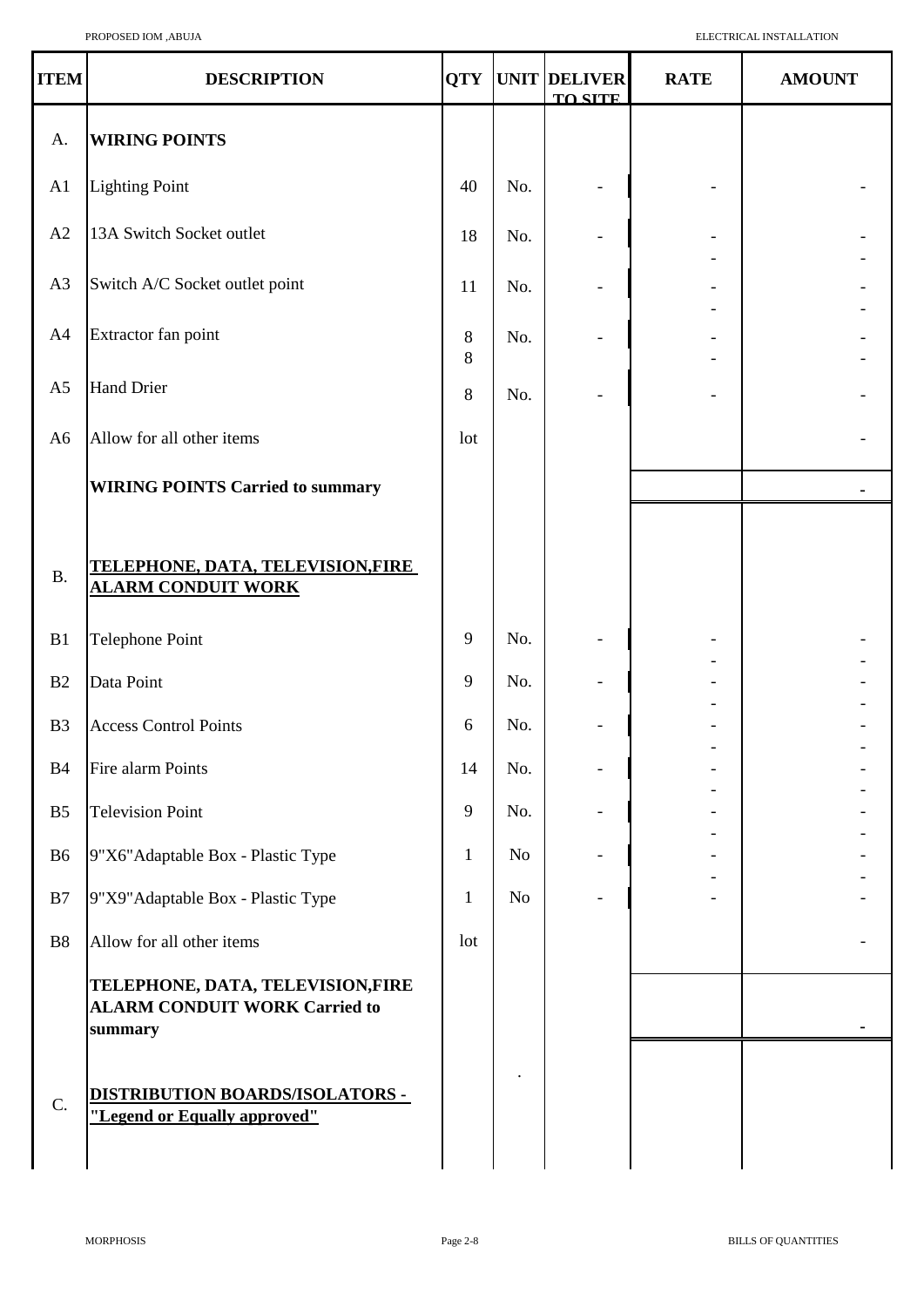| ITEM | DESCRIPTION | QTY | UNIT | DELIVER TO SITE | RATE | AMOUNT |
|---|---|---|---|---|---|---|
| A. | **WIRING POINTS** | | | | | |
| A1 | Lighting Point | 40 | No. | - | - | - |
| A2 | 13A Switch Socket outlet | 18 | No. | - | - | - |
| A3 | Switch A/C Socket outlet point | 11 | No. | - | - | - |
| A4 | Extractor fan point | 8 | No. | - | - | - |
| A5 | Hand Drier | 8 | No. | - | - | - |
| A6 | Allow for all other items | lot | | | | - |
| | **WIRING POINTS Carried to summary** | | | | | - |
| B. | **TELEPHONE, DATA, TELEVISION,FIRE ALARM CONDUIT WORK** | | | | | |
| B1 | Telephone Point | 9 | No. | - | - | - |
| B2 | Data Point | 9 | No. | - | - | - |
| B3 | Access Control Points | 6 | No. | - | - | - |
| B4 | Fire alarm Points | 14 | No. | - | - | - |
| B5 | Television Point | 9 | No. | - | - | - |
| B6 | 9"X6"Adaptable Box - Plastic Type | 1 | No | - | - | - |
| B7 | 9"X9"Adaptable Box - Plastic Type | 1 | No | - | - | - |
| B8 | Allow for all other items | lot | | | | - |
| | **TELEPHONE, DATA, TELEVISION,FIRE ALARM CONDUIT WORK Carried to summary** | | | | | - |
| C. | **DISTRIBUTION BOARDS/ISOLATORS - "Legend or Equally approved"** | | | | | |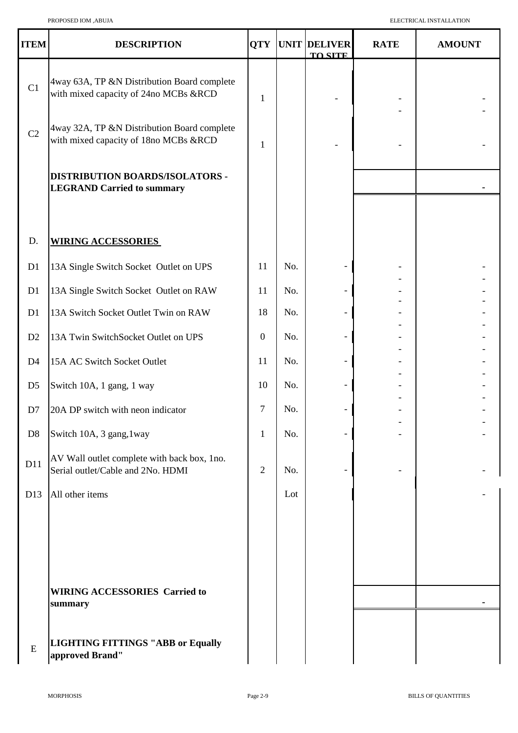| ITEM | DESCRIPTION | QTY | UNIT | DELIVER TO SITE | RATE | AMOUNT |
|---|---|---|---|---|---|---|
| C1 | 4way 63A, TP &N Distribution Board complete with mixed capacity of 24no MCBs &RCD | 1 | | - | - | - |
| C2 | 4way 32A, TP &N Distribution Board complete with mixed capacity of 18no MCBs &RCD | 1 | | - | - | - |
| | **DISTRIBUTION BOARDS/ISOLATORS - LEGRAND Carried to summary** | | | | | - |
| D. | **WIRING ACCESSORIES** | | | | | |
| D1 | 13A Single Switch Socket Outlet on UPS | 11 | No. | - | - | - |
| D1 | 13A Single Switch Socket Outlet on RAW | 11 | No. | - | - | - |
| D1 | 13A Switch Socket Outlet Twin on RAW | 18 | No. | - | - | - |
| D2 | 13A Twin SwitchSocket Outlet on UPS | 0 | No. | - | - | - |
| D4 | 15A AC Switch Socket Outlet | 11 | No. | - | - | - |
| D5 | Switch 10A, 1 gang, 1 way | 10 | No. | - | - | - |
| D7 | 20A DP switch with neon indicator | 7 | No. | - | - | - |
| D8 | Switch 10A, 3 gang,1way | 1 | No. | - | - | - |
| D11 | AV Wall outlet complete with back box, 1no. Serial outlet/Cable and 2No. HDMI | 2 | No. | - | - | - |
| D13 | All other items | | Lot | | | - |
| | **WIRING ACCESSORIES Carried to summary** | | | | | - |
| E | **LIGHTING FITTINGS "ABB or Equally approved Brand"** | | | | | |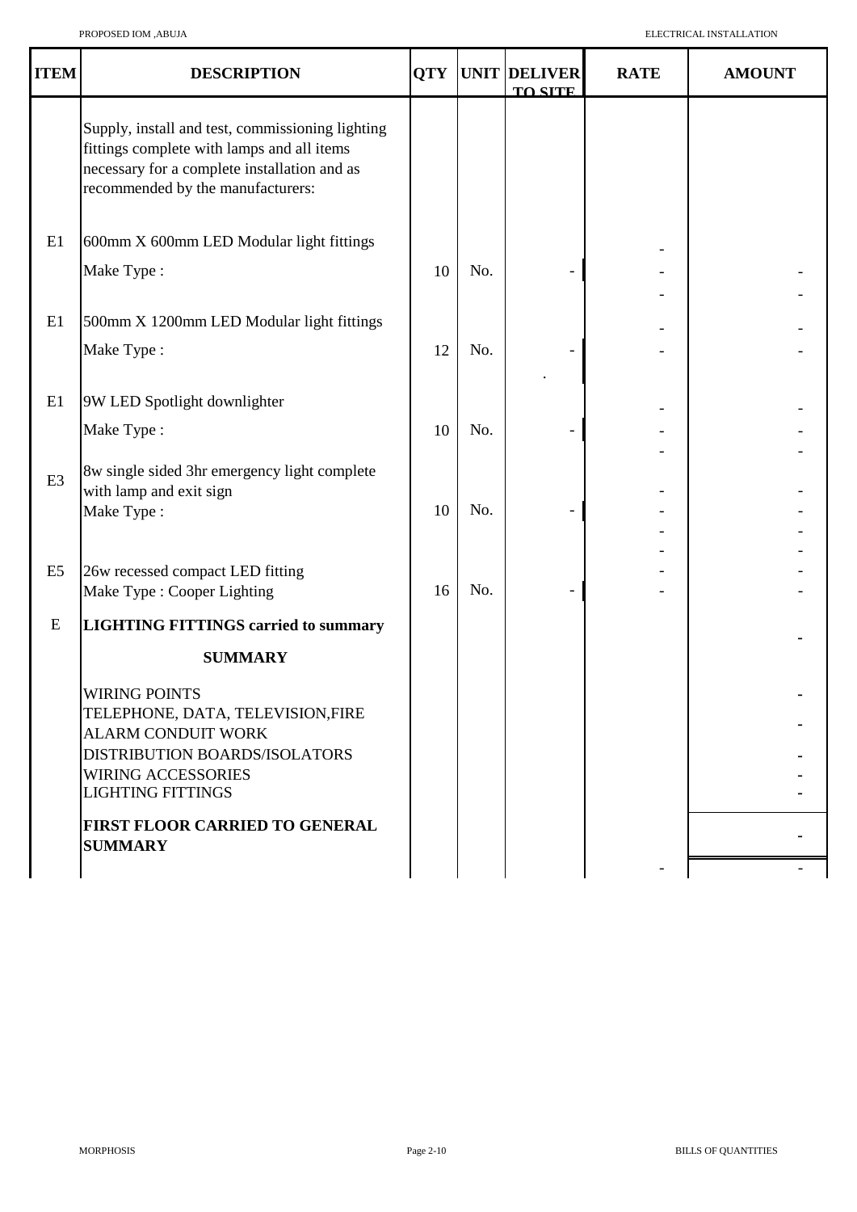| ITEM | DESCRIPTION | QTY | UNIT | DELIVER TO SITE | RATE | AMOUNT |
|---|---|---|---|---|---|---|
| | Supply, install and test, commissioning lighting fittings complete with lamps and all items necessary for a complete installation and as recommended by the manufacturers: | | | | | |
| E1 | 600mm X 600mm LED Modular light fittings | | | | - | |
| | Make Type : | 10 | No. | - | - | - |
| | | | | | - | - |
| E1 | 500mm X 1200mm LED Modular light fittings | | | | - | - |
| | Make Type : | 12 | No. | - | - | - |
| | | | | . | | |
| E1 | 9W LED Spotlight downlighter | | | | - | - |
| | Make Type : | 10 | No. | - | - | - |
| | | | | | - | - |
| E3 | 8w single sided 3hr emergency light complete with lamp and exit sign | | | | - | - |
| | Make Type : | 10 | No. | - | - | - |
| | | | | | - | - |
| | | | | | - | - |
| E5 | 26w recessed compact LED fitting | | | | - | - |
| | Make Type : Cooper Lighting | 16 | No. | - | - | - |
| E | **LIGHTING FITTINGS carried to summary** | | | | | - |
| | **SUMMARY** | | | | | |
| | WIRING POINTS | | | | | - |
| | TELEPHONE, DATA, TELEVISION,FIRE ALARM CONDUIT WORK | | | | | - |
| | DISTRIBUTION BOARDS/ISOLATORS | | | | | - |
| | WIRING ACCESSORIES | | | | | - |
| | LIGHTING FITTINGS | | | | | - |
| | **FIRST FLOOR CARRIED TO GENERAL SUMMARY** | | | | | - |
| | | | | | - | - |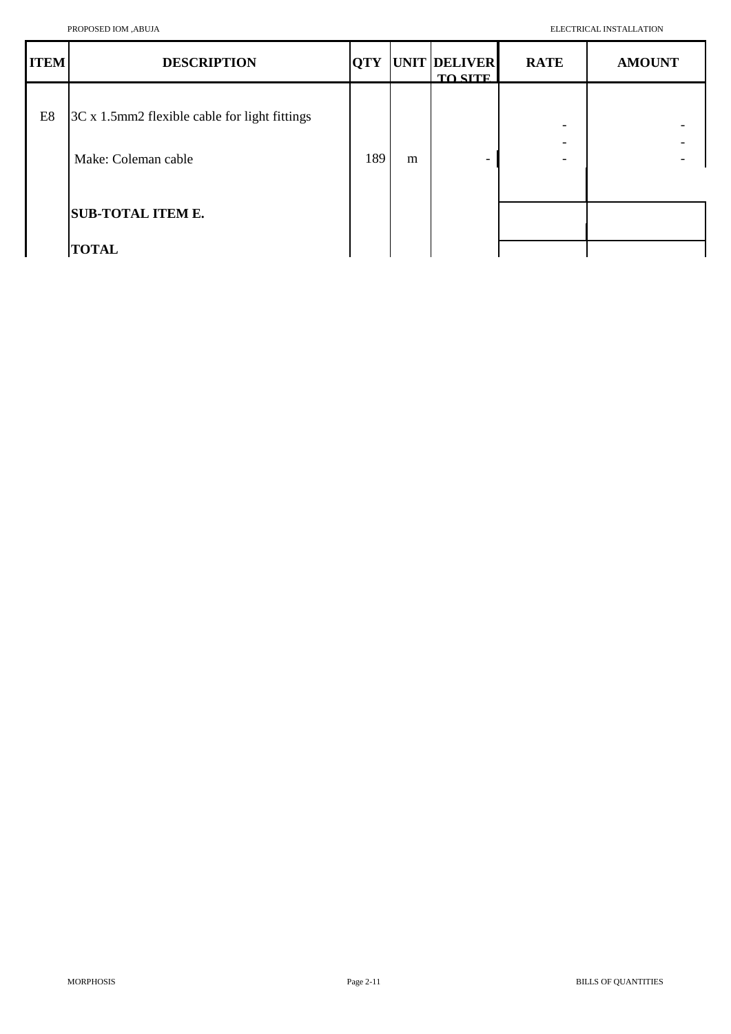| ITEM | DESCRIPTION | QTY | UNIT | DELIVER TO SITE | RATE | AMOUNT |
|---|---|---|---|---|---|---|
| E8 | 3C x 1.5mm2 flexible cable for light fittings | | | | - | - |
| | | | | | - | - |
| | Make: Coleman cable | 189 | m | - | - | - |
| | **SUB-TOTAL ITEM E.** | | | | | |
| | **TOTAL** | | | | | |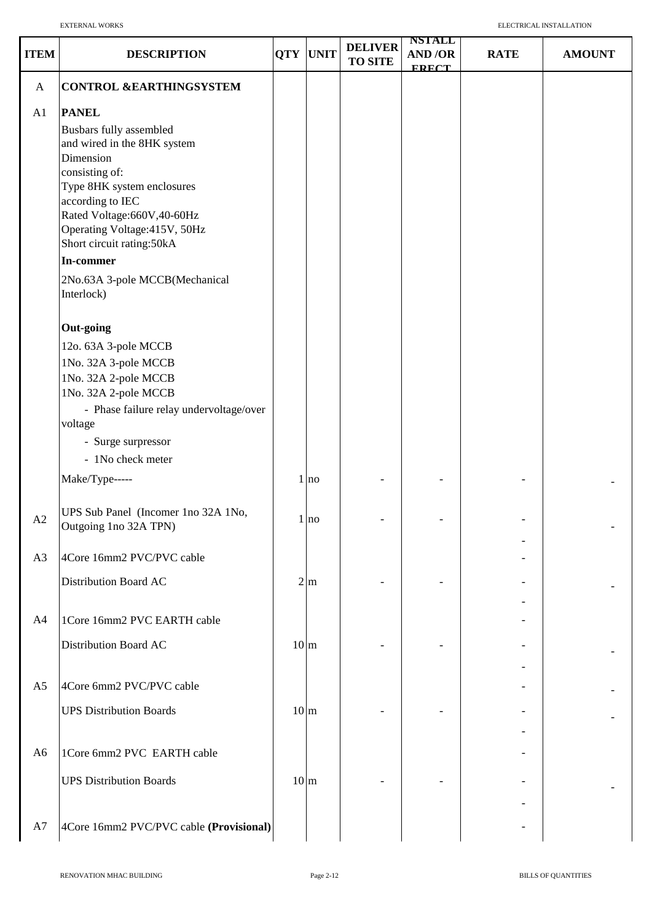| ITEM | DESCRIPTION | QTY | UNIT | DELIVER TO SITE | NSTALL AND /OR ERECT | RATE | AMOUNT |
|---|---|---|---|---|---|---|---|
| A | **CONTROL &EARTHINGSYSTEM** | | | | | | |
| A1 | **PANEL** | | | | | | |
| | Busbars fully assembled and wired in the 8HK system Dimension consisting of: Type 8HK system enclosures according to IEC Rated Voltage:660V,40-60Hz Operating Voltage:415V, 50Hz Short circuit rating:50kA | | | | | | |
| | **In-commer** | | | | | | |
| | 2No.63A 3-pole MCCB(Mechanical Interlock) | | | | | | |
| | **Out-going** | | | | | | |
| | 12o. 63A 3-pole MCCB | | | | | | |
| | 1No. 32A 3-pole MCCB | | | | | | |
| | 1No. 32A 2-pole MCCB | | | | | | |
| | 1No. 32A 2-pole MCCB | | | | | | |
| | - Phase failure relay undervoltage/over voltage | | | | | | |
| | - Surge surpressor | | | | | | |
| | - 1No check meter | | | | | | |
| | Make/Type----- | 1 | no | - | - | - | - |
| A2 | UPS Sub Panel (Incomer 1no 32A 1No, Outgoing 1no 32A TPN) | 1 | no | - | - | - | - |
| | | | | | | - | |
| A3 | 4Core 16mm2 PVC/PVC cable | | | | | - | |
| | Distribution Board AC | 2 | m | - | - | - | - |
| | | | | | | - | |
| A4 | 1Core 16mm2 PVC EARTH cable | | | | | - | |
| | Distribution Board AC | 10 | m | - | - | - | - |
| | | | | | | - | |
| A5 | 4Core 6mm2 PVC/PVC cable | | | | | - | - |
| | UPS Distribution Boards | 10 | m | - | - | - | - |
| | | | | | | - | |
| A6 | 1Core 6mm2 PVC EARTH cable | | | | | - | |
| | UPS Distribution Boards | 10 | m | - | - | - | - |
| | | | | | | - | |
| A7 | 4Core 16mm2 PVC/PVC cable **(Provisional)** | | | | | - | |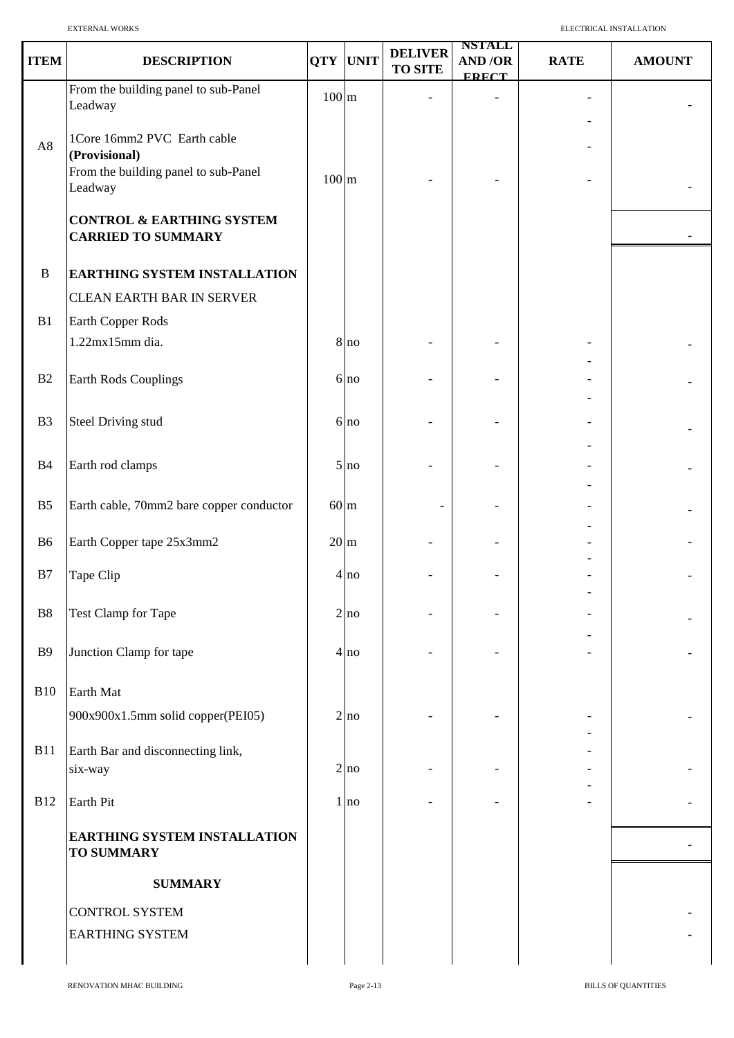| ITEM | DESCRIPTION | QTY | UNIT | DELIVER TO SITE | NSTALL AND /OR ERECT | RATE | AMOUNT |
|---|---|---|---|---|---|---|---|
| | From the building panel to sub-Panel Leadway | 100 | m | - | - | - | - |
| A8 | 1Core 16mm2 PVC Earth cable **(Provisional)** | | | | | - | |
| | From the building panel to sub-Panel Leadway | 100 | m | - | - | - | - |
| | **CONTROL & EARTHING SYSTEM CARRIED TO SUMMARY** | | | | | | - |
| B | **EARTHING SYSTEM INSTALLATION** | | | | | | |
| | CLEAN EARTH BAR IN SERVER | | | | | | |
| B1 | Earth Copper Rods | | | | | | |
| | 1.22mx15mm dia. | 8 | no | - | - | - | - |
| B2 | Earth Rods Couplings | 6 | no | - | - | - | - |
| B3 | Steel Driving stud | 6 | no | - | - | - | - |
| B4 | Earth rod clamps | 5 | no | - | - | - | - |
| B5 | Earth cable, 70mm2 bare copper conductor | 60 | m | - | - | - | - |
| B6 | Earth Copper tape 25x3mm2 | 20 | m | - | - | - | - |
| B7 | Tape Clip | 4 | no | - | - | - | - |
| B8 | Test Clamp for Tape | 2 | no | - | - | - | - |
| B9 | Junction Clamp for tape | 4 | no | - | - | - | - |
| B10 | Earth Mat | | | | | | |
| | 900x900x1.5mm solid copper(PEI05) | 2 | no | - | - | - | - |
| B11 | Earth Bar and disconnecting link, six-way | 2 | no | - | - | - | - |
| B12 | Earth Pit | 1 | no | - | - | - | - |
| | **EARTHING SYSTEM INSTALLATION TO SUMMARY** | | | | | | - |
| | **SUMMARY** | | | | | | |
| | CONTROL SYSTEM | | | | | | - |
| | EARTHING SYSTEM | | | | | | - |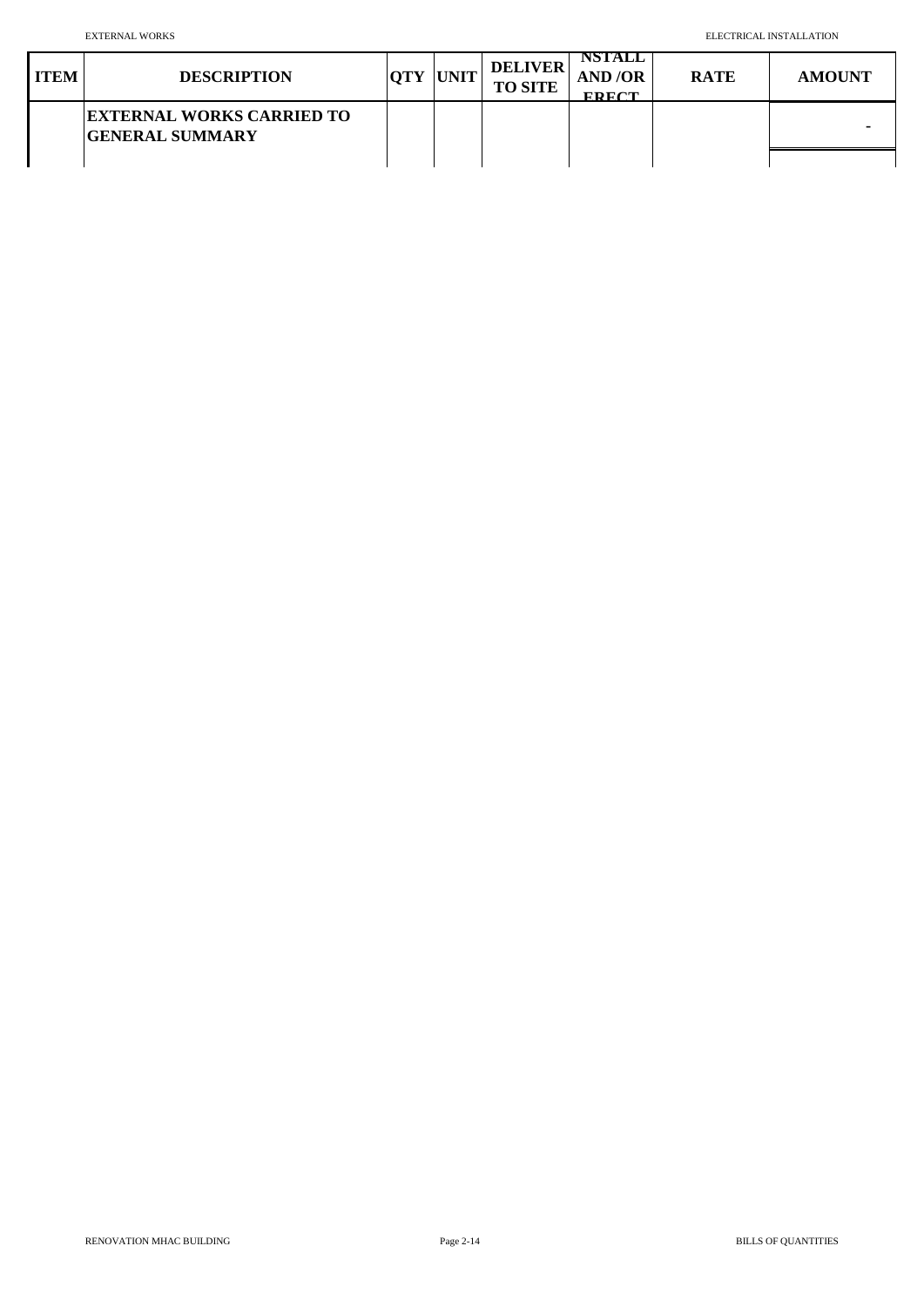| ITEM | DESCRIPTION | QTY | UNIT | DELIVER TO SITE | NSTALL AND /OR ERECT | RATE | AMOUNT |
|---|---|---|---|---|---|---|---|
| | **EXTERNAL WORKS CARRIED TO GENERAL SUMMARY** | | | | | | - |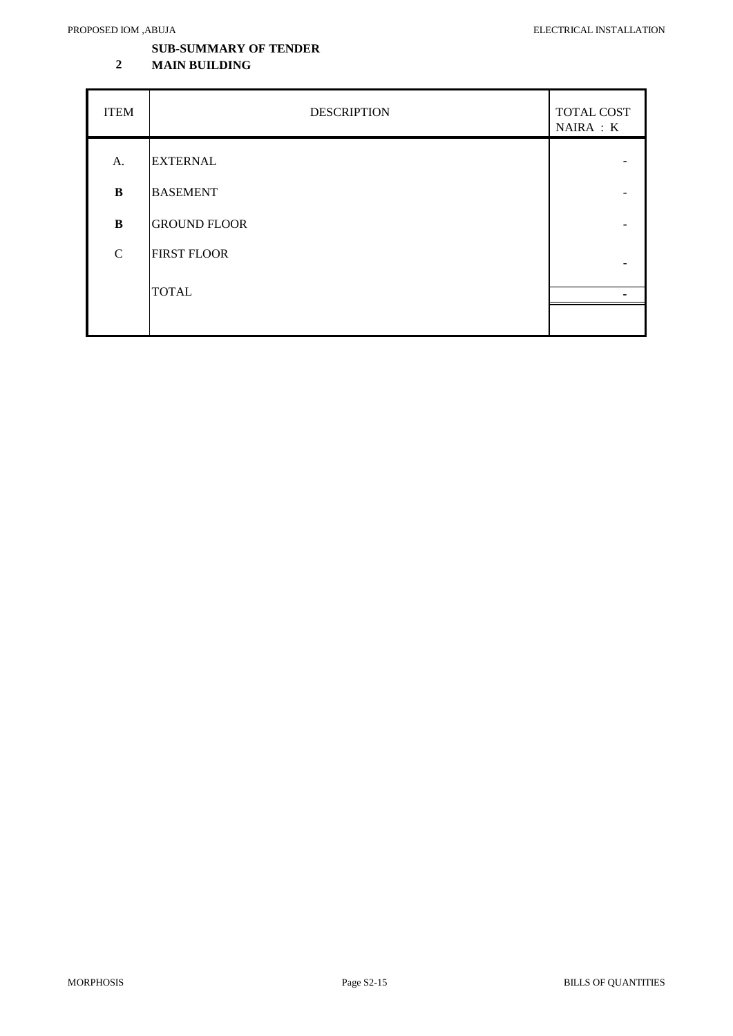**SUB-SUMMARY OF TENDER**

**2 MAIN BUILDING**

| ITEM | DESCRIPTION | TOTAL COST NAIRA : K |
|---|---|---|
| A. | EXTERNAL | - |
| **B** | BASEMENT | - |
| **B** | GROUND FLOOR | - |
| C | FIRST FLOOR | - |
| | TOTAL | - |